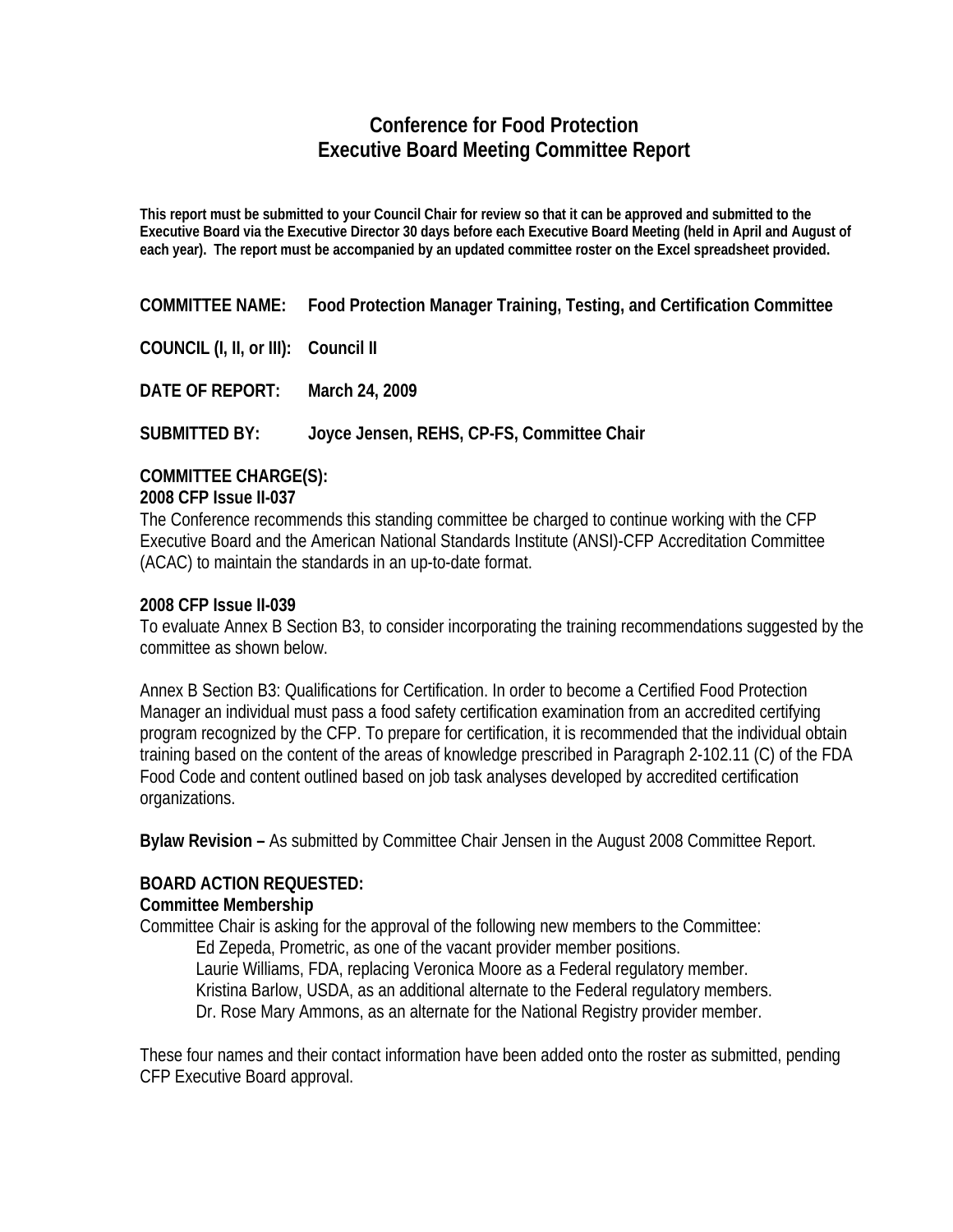# Conference for Food Protection
# Executive Board Meeting Committee Report

**This report must be submitted to your Council Chair for review so that it can be approved and submitted to the Executive Board via the Executive Director 30 days before each Executive Board Meeting (held in April and August of each year). The report must be accompanied by an updated committee roster on the Excel spreadsheet provided.**

**COMMITTEE NAME:** **Food Protection Manager Training, Testing, and Certification Committee**

**COUNCIL (I, II, or III):** **Council II**

**DATE OF REPORT:** **March 24, 2009**

**SUBMITTED BY:** **Joyce Jensen, REHS, CP-FS, Committee Chair**

**COMMITTEE CHARGE(S):**
**2008 CFP Issue II-037**
The Conference recommends this standing committee be charged to continue working with the CFP Executive Board and the American National Standards Institute (ANSI)-CFP Accreditation Committee (ACAC) to maintain the standards in an up-to-date format.

**2008 CFP Issue II-039**
To evaluate Annex B Section B3, to consider incorporating the training recommendations suggested by the committee as shown below.

Annex B Section B3: Qualifications for Certification. In order to become a Certified Food Protection Manager an individual must pass a food safety certification examination from an accredited certifying program recognized by the CFP. To prepare for certification, it is recommended that the individual obtain training based on the content of the areas of knowledge prescribed in Paragraph 2-102.11 (C) of the FDA Food Code and content outlined based on job task analyses developed by accredited certification organizations.

**Bylaw Revision –** As submitted by Committee Chair Jensen in the August 2008 Committee Report.

**BOARD ACTION REQUESTED:**
**Committee Membership**
Committee Chair is asking for the approval of the following new members to the Committee:

- Ed Zepeda, Prometric, as one of the vacant provider member positions.
- Laurie Williams, FDA, replacing Veronica Moore as a Federal regulatory member.
- Kristina Barlow, USDA, as an additional alternate to the Federal regulatory members.
- Dr. Rose Mary Ammons, as an alternate for the National Registry provider member.

These four names and their contact information have been added onto the roster as submitted, pending CFP Executive Board approval.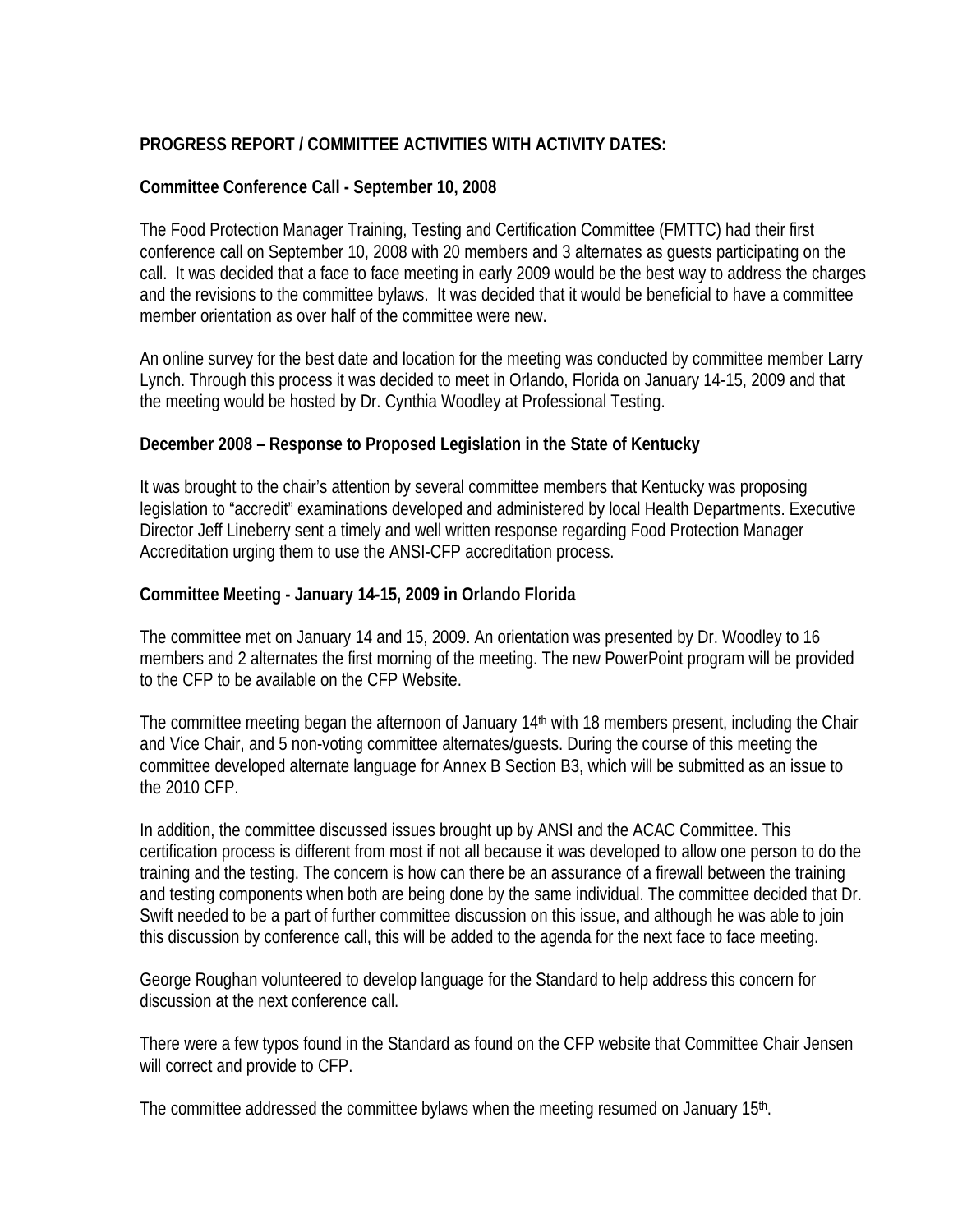**PROGRESS REPORT / COMMITTEE ACTIVITIES WITH ACTIVITY DATES:**

**Committee Conference Call - September 10, 2008**

The Food Protection Manager Training, Testing and Certification Committee (FMTTC) had their first conference call on September 10, 2008 with 20 members and 3 alternates as guests participating on the call. It was decided that a face to face meeting in early 2009 would be the best way to address the charges and the revisions to the committee bylaws. It was decided that it would be beneficial to have a committee member orientation as over half of the committee were new.

An online survey for the best date and location for the meeting was conducted by committee member Larry Lynch. Through this process it was decided to meet in Orlando, Florida on January 14-15, 2009 and that the meeting would be hosted by Dr. Cynthia Woodley at Professional Testing.

**December 2008 – Response to Proposed Legislation in the State of Kentucky**

It was brought to the chair's attention by several committee members that Kentucky was proposing legislation to "accredit" examinations developed and administered by local Health Departments. Executive Director Jeff Lineberry sent a timely and well written response regarding Food Protection Manager Accreditation urging them to use the ANSI-CFP accreditation process.

**Committee Meeting - January 14-15, 2009 in Orlando Florida**

The committee met on January 14 and 15, 2009. An orientation was presented by Dr. Woodley to 16 members and 2 alternates the first morning of the meeting. The new PowerPoint program will be provided to the CFP to be available on the CFP Website.

The committee meeting began the afternoon of January 14th with 18 members present, including the Chair and Vice Chair, and 5 non-voting committee alternates/guests. During the course of this meeting the committee developed alternate language for Annex B Section B3, which will be submitted as an issue to the 2010 CFP.

In addition, the committee discussed issues brought up by ANSI and the ACAC Committee. This certification process is different from most if not all because it was developed to allow one person to do the training and the testing. The concern is how can there be an assurance of a firewall between the training and testing components when both are being done by the same individual. The committee decided that Dr. Swift needed to be a part of further committee discussion on this issue, and although he was able to join this discussion by conference call, this will be added to the agenda for the next face to face meeting.

George Roughan volunteered to develop language for the Standard to help address this concern for discussion at the next conference call.

There were a few typos found in the Standard as found on the CFP website that Committee Chair Jensen will correct and provide to CFP.

The committee addressed the committee bylaws when the meeting resumed on January 15th.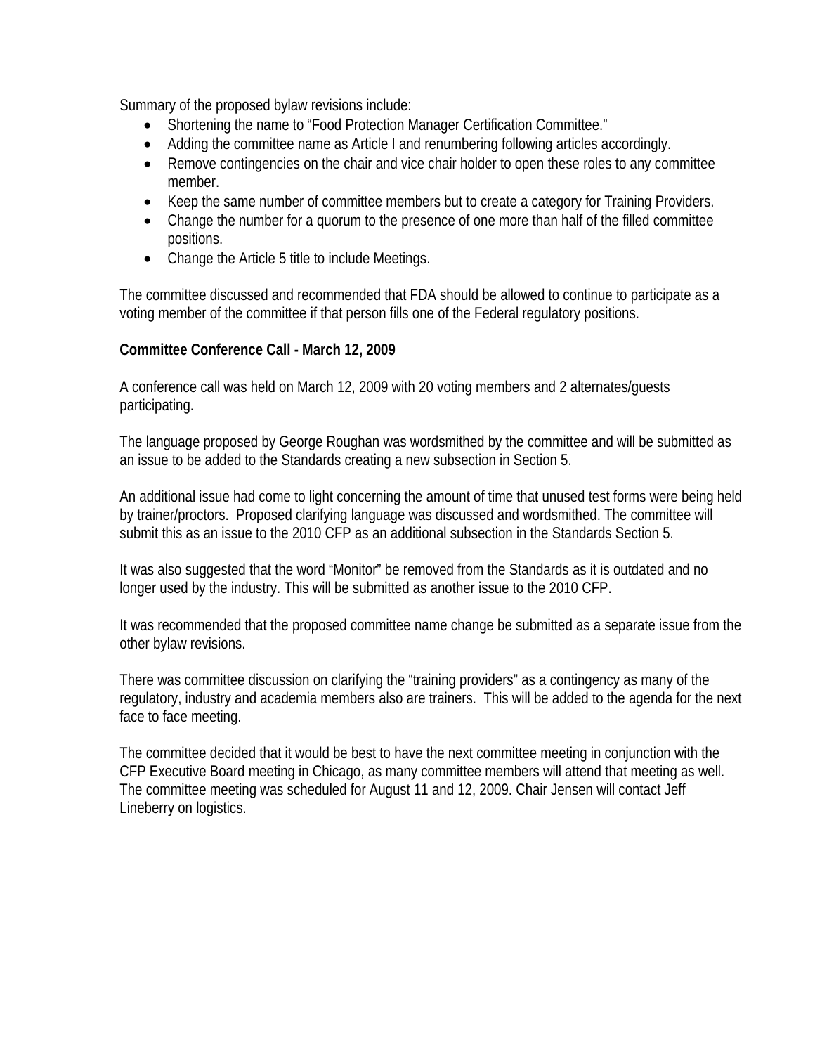Summary of the proposed bylaw revisions include:

- Shortening the name to "Food Protection Manager Certification Committee."
- Adding the committee name as Article I and renumbering following articles accordingly.
- Remove contingencies on the chair and vice chair holder to open these roles to any committee member.
- Keep the same number of committee members but to create a category for Training Providers.
- Change the number for a quorum to the presence of one more than half of the filled committee positions.
- Change the Article 5 title to include Meetings.

The committee discussed and recommended that FDA should be allowed to continue to participate as a voting member of the committee if that person fills one of the Federal regulatory positions.

**Committee Conference Call - March 12, 2009**

A conference call was held on March 12, 2009 with 20 voting members and 2 alternates/guests participating.

The language proposed by George Roughan was wordsmithed by the committee and will be submitted as an issue to be added to the Standards creating a new subsection in Section 5.

An additional issue had come to light concerning the amount of time that unused test forms were being held by trainer/proctors. Proposed clarifying language was discussed and wordsmithed. The committee will submit this as an issue to the 2010 CFP as an additional subsection in the Standards Section 5.

It was also suggested that the word "Monitor" be removed from the Standards as it is outdated and no longer used by the industry. This will be submitted as another issue to the 2010 CFP.

It was recommended that the proposed committee name change be submitted as a separate issue from the other bylaw revisions.

There was committee discussion on clarifying the "training providers" as a contingency as many of the regulatory, industry and academia members also are trainers. This will be added to the agenda for the next face to face meeting.

The committee decided that it would be best to have the next committee meeting in conjunction with the CFP Executive Board meeting in Chicago, as many committee members will attend that meeting as well. The committee meeting was scheduled for August 11 and 12, 2009. Chair Jensen will contact Jeff Lineberry on logistics.